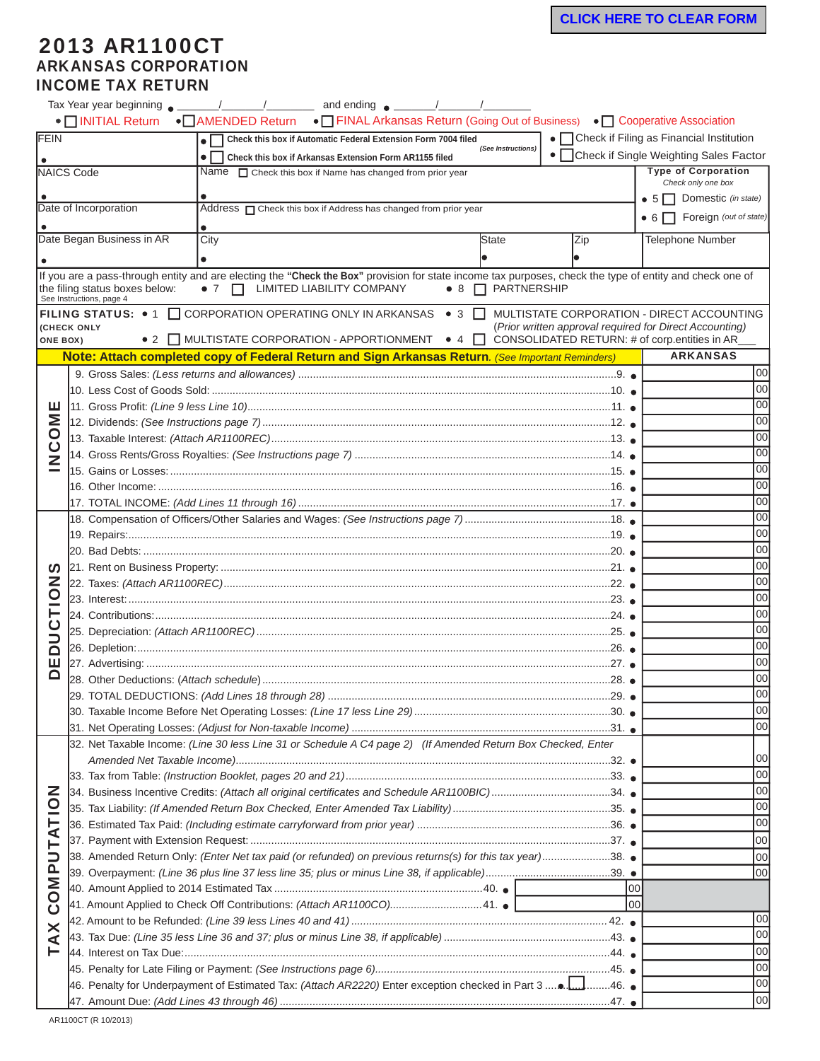CLICK HERE TO CLEAR FORM

# 2013 AR1100CT
## ARKANSAS CORPORATION INCOME TAX RETURN

Tax Year year beginning ● ______/______/________ and ending ● ______/______/________

● ☐ INITIAL Return ● ☐ AMENDED Return ● ☐ FINAL Arkansas Return (Going Out of Business) ● ☐ Cooperative Association

| | | |
|---|---|---|
| FEIN<br>● | ● ☐ Check this box if Automatic Federal Extension Form 7004 filed (See Instructions)<br>● ☐ Check this box if Arkansas Extension Form AR1155 filed | ● ☐ Check if Filing as Financial Institution<br>● ☐ Check if Single Weighting Sales Factor |
| NAICS Code<br>● | Name ☐ Check this box if Name has changed from prior year<br>● | Type of Corporation<br>Check only one box<br>● 5 ☐ Domestic (in state)<br>● 6 ☐ Foreign (out of state) |
| Date of Incorporation<br>● | Address ☐ Check this box if Address has changed from prior year<br>● | |
| Date Began Business in AR<br>● | City ● / State ● / Zip ● | Telephone Number |

If you are a pass-through entity and are electing the **"Check the Box"** provision for state income tax purposes, check the type of entity and check one of the filing status boxes below: ● 7 ☐ LIMITED LIABILITY COMPANY ● 8 ☐ PARTNERSHIP
See Instructions, page 4

**FILING STATUS:** (CHECK ONLY ONE BOX)
● 1 ☐ CORPORATION OPERATING ONLY IN ARKANSAS
● 2 ☐ MULTISTATE CORPORATION - APPORTIONMENT
● 3 ☐ MULTISTATE CORPORATION - DIRECT ACCOUNTING (Prior written approval required for Direct Accounting)
● 4 ☐ CONSOLIDATED RETURN: # of corp.entities in AR___

**Note: Attach completed copy of Federal Return and Sign Arkansas Return.** *(See Important Reminders)*

| Section | Line | ARKANSAS |
|---|---|---|
| **INCOME** | 9. Gross Sales: *(Less returns and allowances)* ....9. ● | 00 |
| | 10. Less Cost of Goods Sold: ....10. ● | 00 |
| | 11. Gross Profit: *(Line 9 less Line 10)* ....11. ● | 00 |
| | 12. Dividends: *(See Instructions page 7)* ....12. ● | 00 |
| | 13. Taxable Interest: *(Attach AR1100REC)* ....13. ● | 00 |
| | 14. Gross Rents/Gross Royalties: *(See Instructions page 7)* ....14. ● | 00 |
| | 15. Gains or Losses: ....15. ● | 00 |
| | 16. Other Income: ....16. ● | 00 |
| | 17. TOTAL INCOME: *(Add Lines 11 through 16)* ....17. ● | 00 |
| **DEDUCTIONS** | 18. Compensation of Officers/Other Salaries and Wages: *(See Instructions page 7)* ....18. ● | 00 |
| | 19. Repairs: ....19. ● | 00 |
| | 20. Bad Debts: ....20. ● | 00 |
| | 21. Rent on Business Property: ....21. ● | 00 |
| | 22. Taxes: *(Attach AR1100REC)* ....22. ● | 00 |
| | 23. Interest: ....23. ● | 00 |
| | 24. Contributions: ....24. ● | 00 |
| | 25. Depreciation: *(Attach AR1100REC)* ....25. ● | 00 |
| | 26. Depletion: ....26. ● | 00 |
| | 27. Advertising: ....27. ● | 00 |
| | 28. Other Deductions: *(Attach schedule)* ....28. ● | 00 |
| | 29. TOTAL DEDUCTIONS: *(Add Lines 18 through 28)* ....29. ● | 00 |
| | 30. Taxable Income Before Net Operating Losses: *(Line 17 less Line 29)* ....30. ● | 00 |
| | 31. Net Operating Losses: *(Adjust for Non-taxable Income)* ....31. ● | 00 |
| **TAX COMPUTATION** | 32. Net Taxable Income: *(Line 30 less Line 31 or Schedule A C4 page 2) (If Amended Return Box Checked, Enter Amended Net Taxable Income)* ....32. ● | 00 |
| | 33. Tax from Table: *(Instruction Booklet, pages 20 and 21)* ....33. ● | 00 |
| | 34. Business Incentive Credits: *(Attach all original certificates and Schedule AR1100BIC)* ....34. ● | 00 |
| | 35. Tax Liability: *(If Amended Return Box Checked, Enter Amended Tax Liability)* ....35. ● | 00 |
| | 36. Estimated Tax Paid: *(Including estimate carryforward from prior year)* ....36. ● | 00 |
| | 37. Payment with Extension Request: ....37. ● | 00 |
| | 38. Amended Return Only: *(Enter Net tax paid (or refunded) on previous returns(s) for this tax year)* ....38. ● | 00 |
| | 39. Overpayment: *(Line 36 plus line 37 less line 35; plus or minus Line 38, if applicable)* ....39. ● | 00 |
| | 40. Amount Applied to 2014 Estimated Tax ....40. ● ______ 00 | |
| | 41. Amount Applied to Check Off Contributions: *(Attach AR1100CO)* ....41. ● ______ 00 | |
| | 42. Amount to be Refunded: *(Line 39 less Lines 40 and 41)* ....42. ● | 00 |
| | 43. Tax Due: *(Line 35 less Line 36 and 37; plus or minus Line 38, if applicable)* ....43. ● | 00 |
| | 44. Interest on Tax Due: ....44. ● | 00 |
| | 45. Penalty for Late Filing or Payment: *(See Instructions page 6)* ....45. ● | 00 |
| | 46. Penalty for Underpayment of Estimated Tax: *(Attach AR2220)* Enter exception checked in Part 3 ....● ☐ ....46. ● | 00 |
| | 47. Amount Due: *(Add Lines 43 through 46)* ....47. ● | 00 |

AR1100CT (R 10/2013)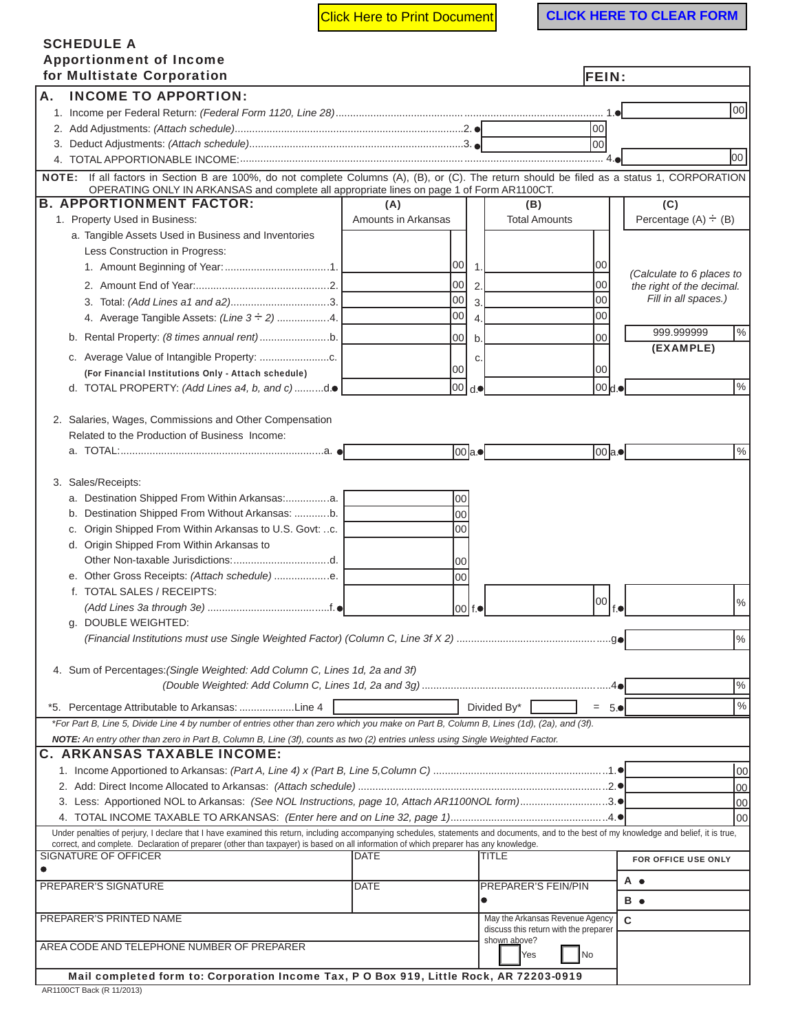Click Here to Print Document | CLICK HERE TO CLEAR FORM

# SCHEDULE A
## Apportionment of Income for Multistate Corporation

**FEIN:**

## A. INCOME TO APPORTION:

1. Income per Federal Return: *(Federal Form 1120, Line 28)* .......... 1. ● ______ 00
2. Add Adjustments: *(Attach schedule)* .......... 2. ● ______ 00
3. Deduct Adjustments: *(Attach schedule)* .......... 3. ● ______ 00
4. TOTAL APPORTIONABLE INCOME: .......... 4. ● ______ 00

**NOTE:** If all factors in Section B are 100%, do not complete Columns (A), (B), or (C). The return should be filed as a status 1, CORPORATION OPERATING ONLY IN ARKANSAS and complete all appropriate lines on page 1 of Form AR1100CT.

## B. APPORTIONMENT FACTOR:

| | (A) Amounts in Arkansas | | (B) Total Amounts | (C) Percentage (A) ÷ (B) |
|---|---|---|---|---|
| 1. Property Used in Business: | | | | |
| a. Tangible Assets Used in Business and Inventories Less Construction in Progress: | | | | *(Calculate to 6 places to the right of the decimal. Fill in all spaces.)* |
| 1. Amount Beginning of Year: .......... 1. | 00 | 1. | 00 | |
| 2. Amount End of Year: .......... 2. | 00 | 2. | 00 | |
| 3. Total: *(Add Lines a1 and a2)* .......... 3. | 00 | 3. | 00 | |
| 4. Average Tangible Assets: *(Line 3 ÷ 2)* .......... 4. | 00 | 4. | 00 | |
| b. Rental Property: *(8 times annual rent)* .......... b. | 00 | b. | 00 | 999.999999 % **(EXAMPLE)** |
| c. Average Value of Intangible Property: .......... c. **(For Financial Institutions Only - Attach schedule)** | 00 | c. | 00 | |
| d. TOTAL PROPERTY: *(Add Lines a4, b, and c)* .......... d. ● | 00 | d. ● | 00 | d. ● % |
| 2. Salaries, Wages, Commissions and Other Compensation Related to the Production of Business Income: | | | | |
| a. TOTAL: .......... a. ● | 00 | a. ● | 00 | a. ● % |
| 3. Sales/Receipts: | | | | |
| a. Destination Shipped From Within Arkansas: .......... a. | 00 | | | |
| b. Destination Shipped From Without Arkansas: .......... b. | 00 | | | |
| c. Origin Shipped From Within Arkansas to U.S. Govt: .. c. | 00 | | | |
| d. Origin Shipped From Within Arkansas to Other Non-taxable Jurisdictions: .......... d. | 00 | | | |
| e. Other Gross Receipts: *(Attach schedule)* .......... e. | 00 | | | |
| f. TOTAL SALES / RECEIPTS: *(Add Lines 3a through 3e)* .......... f. ● | 00 | f. ● | 00 | f. ● % |
| g. DOUBLE WEIGHTED: *(Financial Institutions must use Single Weighted Factor) (Column C, Line 3f X 2)* .......... g. ● | | | | % |

4. Sum of Percentages: *(Single Weighted: Add Column C, Lines 1d, 2a and 3f)*
   *(Double Weighted: Add Column C, Lines 1d, 2a and 3g)* .......... 4. ● ______ %

*5. Percentage Attributable to Arkansas: .......... Line 4 ______ Divided By* ______ = 5. ● ______ %

*\*For Part B, Line 5, Divide Line 4 by number of entries other than zero which you make on Part B, Column B, Lines (1d), (2a), and (3f).*

***NOTE:** An entry other than zero in Part B, Column B, Line (3f), counts as two (2) entries unless using Single Weighted Factor.*

## C. ARKANSAS TAXABLE INCOME:

1. Income Apportioned to Arkansas: *(Part A, Line 4) x (Part B, Line 5, Column C)* .......... 1. ● ______ 00
2. Add: Direct Income Allocated to Arkansas: *(Attach schedule)* .......... 2. ● ______ 00
3. Less: Apportioned NOL to Arkansas: *(See NOL Instructions, page 10, Attach AR1100NOL form)* .......... 3. ● ______ 00
4. TOTAL INCOME TAXABLE TO ARKANSAS: *(Enter here and on Line 32, page 1)* .......... 4. ● ______ 00

Under penalties of perjury, I declare that I have examined this return, including accompanying schedules, statements and documents, and to the best of my knowledge and belief, it is true, correct, and complete. Declaration of preparer (other than taxpayer) is based on all information of which preparer has any knowledge.

| | | | |
|---|---|---|---|
| SIGNATURE OF OFFICER ● | DATE | TITLE | FOR OFFICE USE ONLY |
| PREPARER'S SIGNATURE | DATE | PREPARER'S FEIN/PIN ● | A ● |
| | | | B ● |
| PREPARER'S PRINTED NAME | | May the Arkansas Revenue Agency discuss this return with the preparer shown above? ☐ Yes ☐ No | C |
| AREA CODE AND TELEPHONE NUMBER OF PREPARER | | | |

**Mail completed form to: Corporation Income Tax, P O Box 919, Little Rock, AR 72203-0919**

AR1100CT Back (R 11/2013)